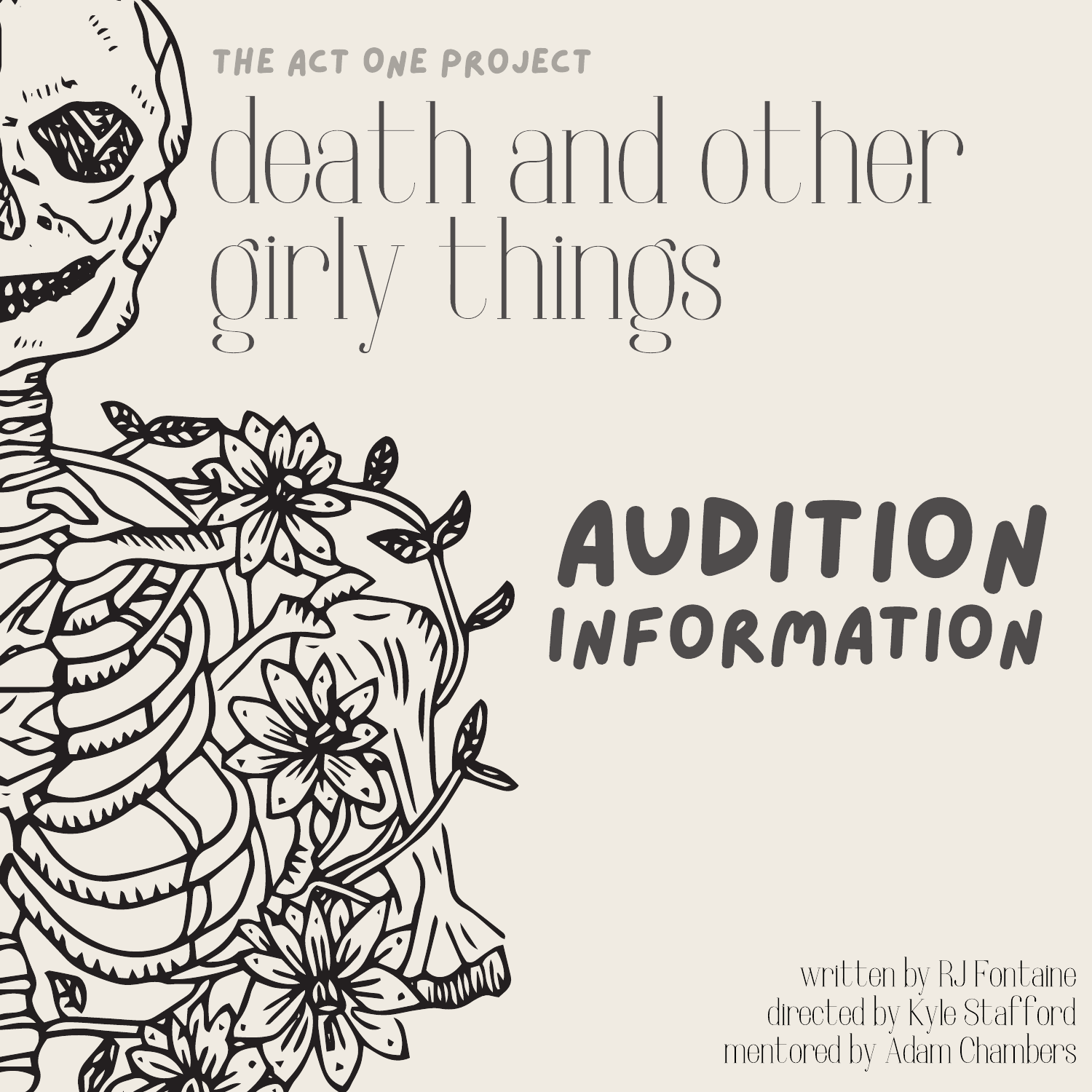THE ACT ONE PROJECT

# death and other girly things

## AUDITION INFORMATION

written by RJ Fontaine
directed by Kyle Stafford
mentored by Adam Chambers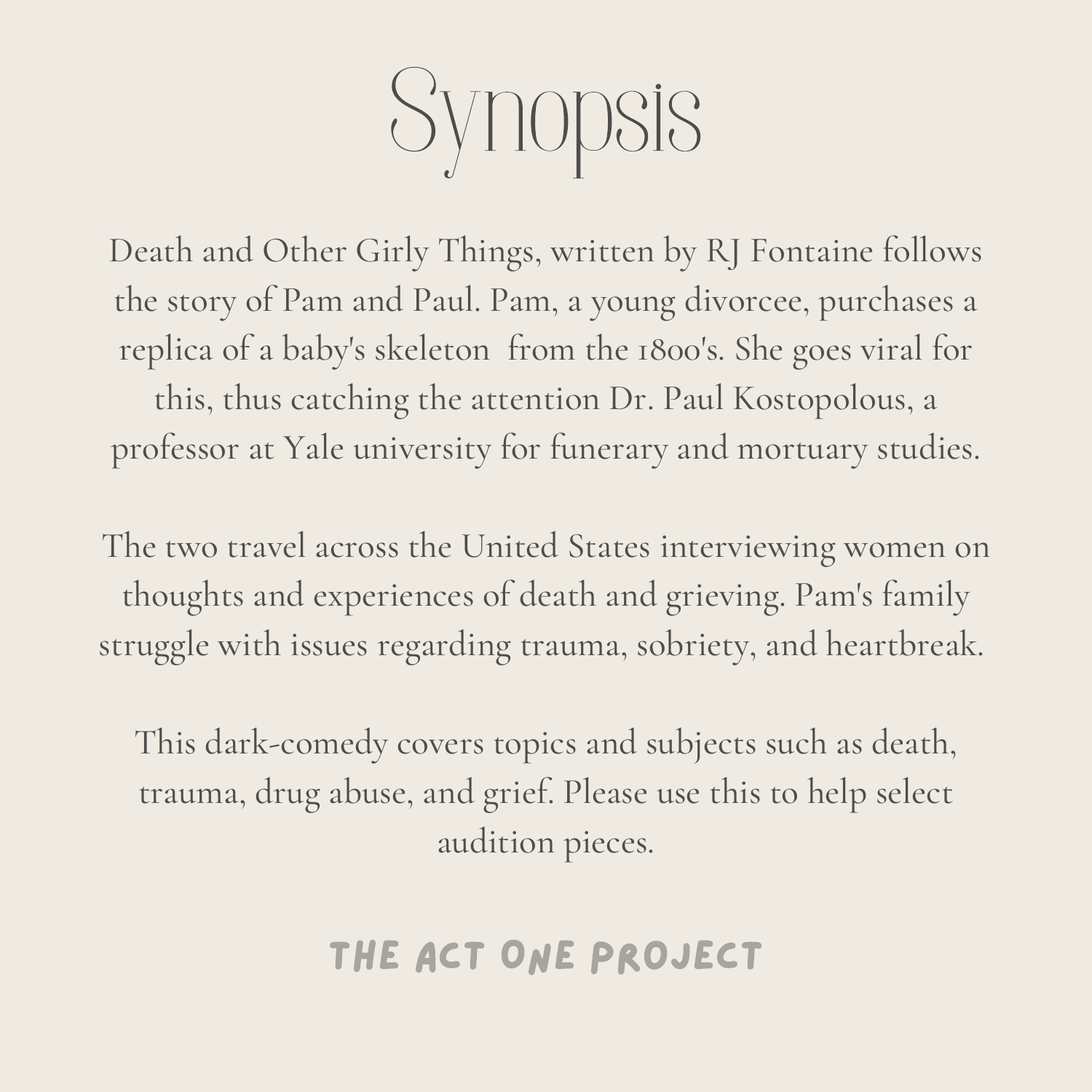# Synopsis

Death and Other Girly Things, written by RJ Fontaine follows the story of Pam and Paul. Pam, a young divorcee, purchases a replica of a baby's skeleton from the 1800's. She goes viral for this, thus catching the attention Dr. Paul Kostopolous, a professor at Yale university for funerary and mortuary studies.

The two travel across the United States interviewing women on thoughts and experiences of death and grieving. Pam's family struggle with issues regarding trauma, sobriety, and heartbreak.

This dark-comedy covers topics and subjects such as death, trauma, drug abuse, and grief. Please use this to help select audition pieces.

**THE ACT ONE PROJECT**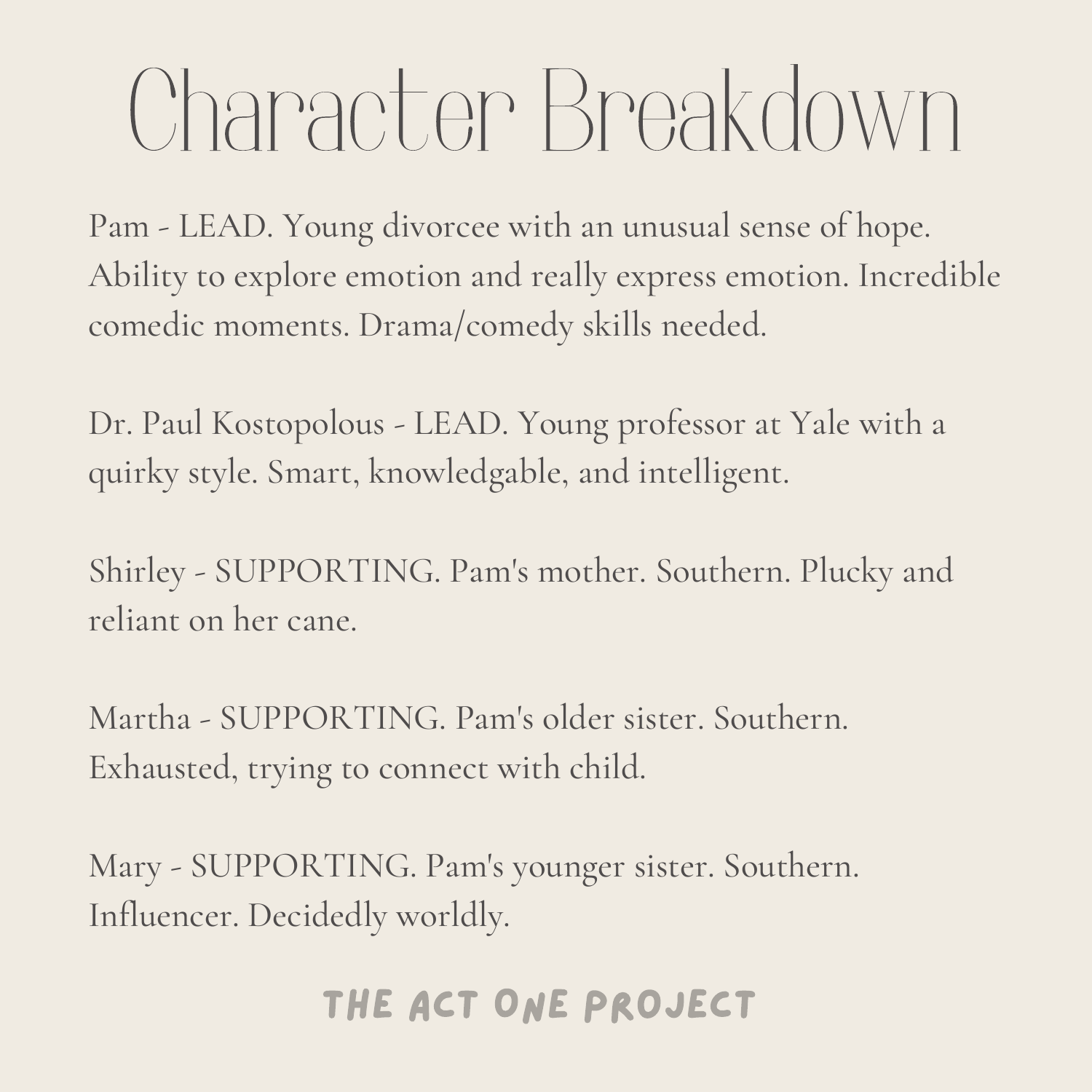# Character Breakdown

Pam - LEAD. Young divorcee with an unusual sense of hope. Ability to explore emotion and really express emotion. Incredible comedic moments. Drama/comedy skills needed.

Dr. Paul Kostopolous - LEAD. Young professor at Yale with a quirky style. Smart, knowledgable, and intelligent.

Shirley - SUPPORTING. Pam's mother. Southern. Plucky and reliant on her cane.

Martha - SUPPORTING. Pam's older sister. Southern. Exhausted, trying to connect with child.

Mary - SUPPORTING. Pam's younger sister. Southern. Influencer. Decidedly worldly.

THE ACT ONE PROJECT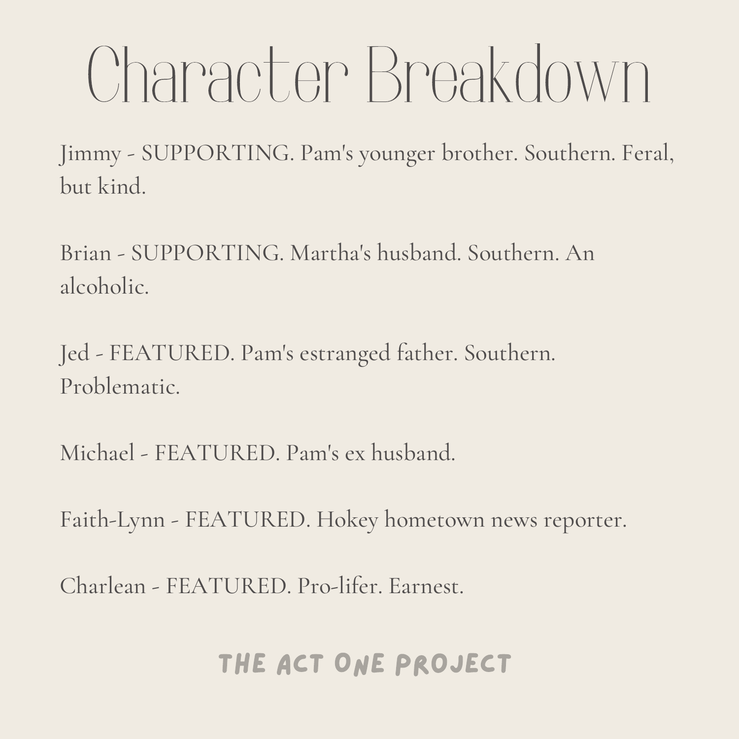# Character Breakdown

Jimmy - SUPPORTING. Pam's younger brother. Southern. Feral, but kind.

Brian - SUPPORTING. Martha's husband. Southern. An alcoholic.

Jed - FEATURED. Pam's estranged father. Southern. Problematic.

Michael - FEATURED. Pam's ex husband.

Faith-Lynn - FEATURED. Hokey hometown news reporter.

Charlean - FEATURED. Pro-lifer. Earnest.

THE ACT ONE PROJECT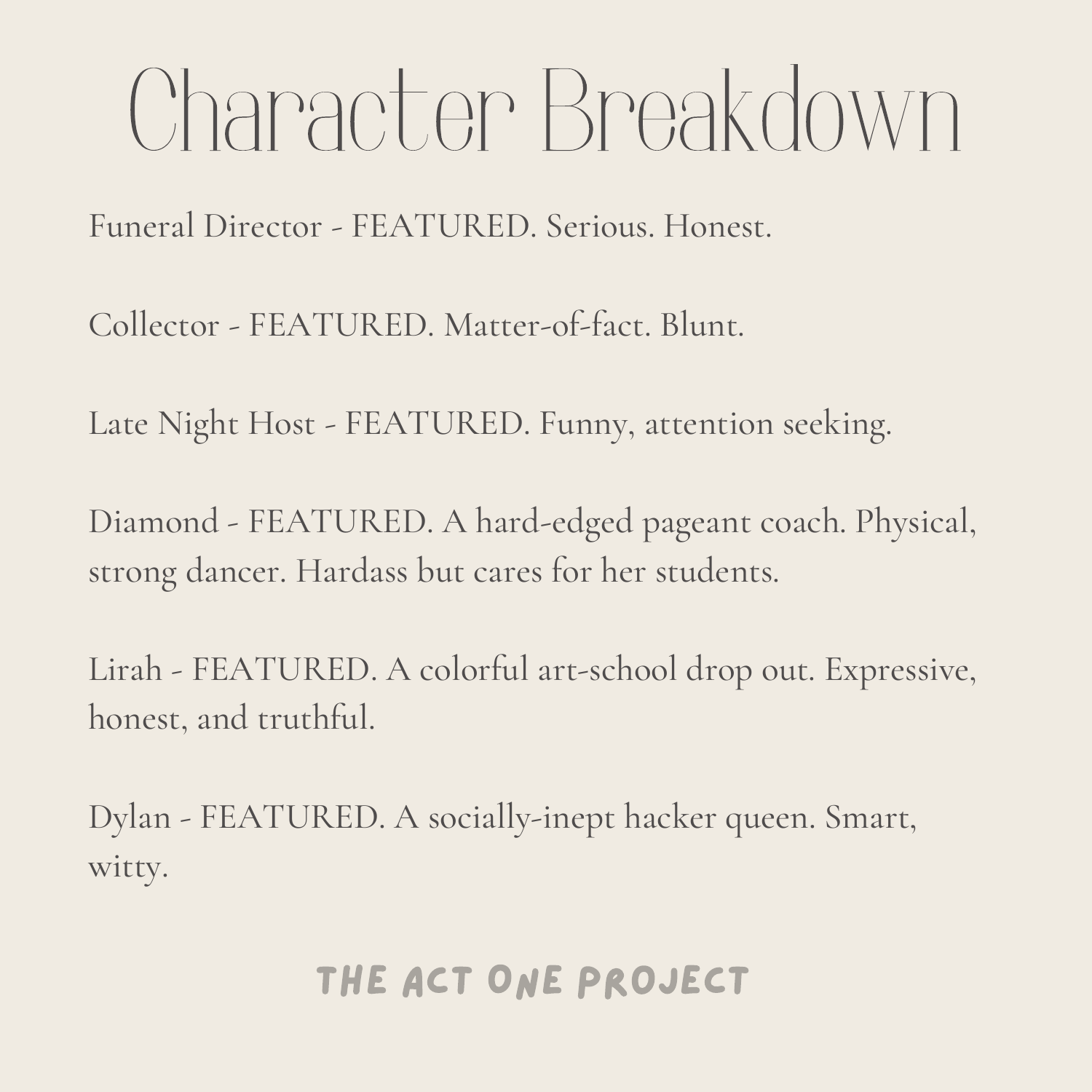# Character Breakdown

Funeral Director - FEATURED. Serious. Honest.

Collector - FEATURED. Matter-of-fact. Blunt.

Late Night Host - FEATURED. Funny, attention seeking.

Diamond - FEATURED. A hard-edged pageant coach. Physical, strong dancer. Hardass but cares for her students.

Lirah - FEATURED. A colorful art-school drop out. Expressive, honest, and truthful.

Dylan - FEATURED. A socially-inept hacker queen. Smart, witty.

THE ACT ONE PROJECT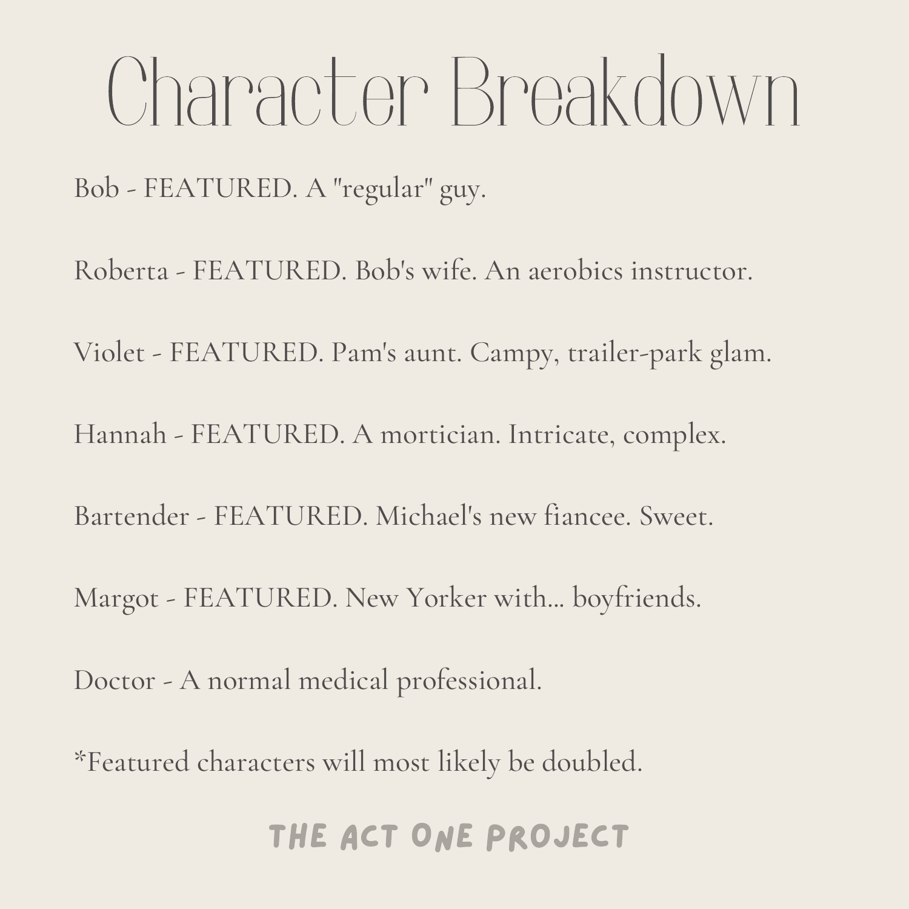# Character Breakdown

Bob - FEATURED. A "regular" guy.

Roberta - FEATURED. Bob's wife. An aerobics instructor.

Violet - FEATURED. Pam's aunt. Campy, trailer-park glam.

Hannah - FEATURED. A mortician. Intricate, complex.

Bartender - FEATURED. Michael's new fiancee. Sweet.

Margot - FEATURED. New Yorker with... boyfriends.

Doctor - A normal medical professional.

*Featured characters will most likely be doubled.

THE ACT ONE PROJECT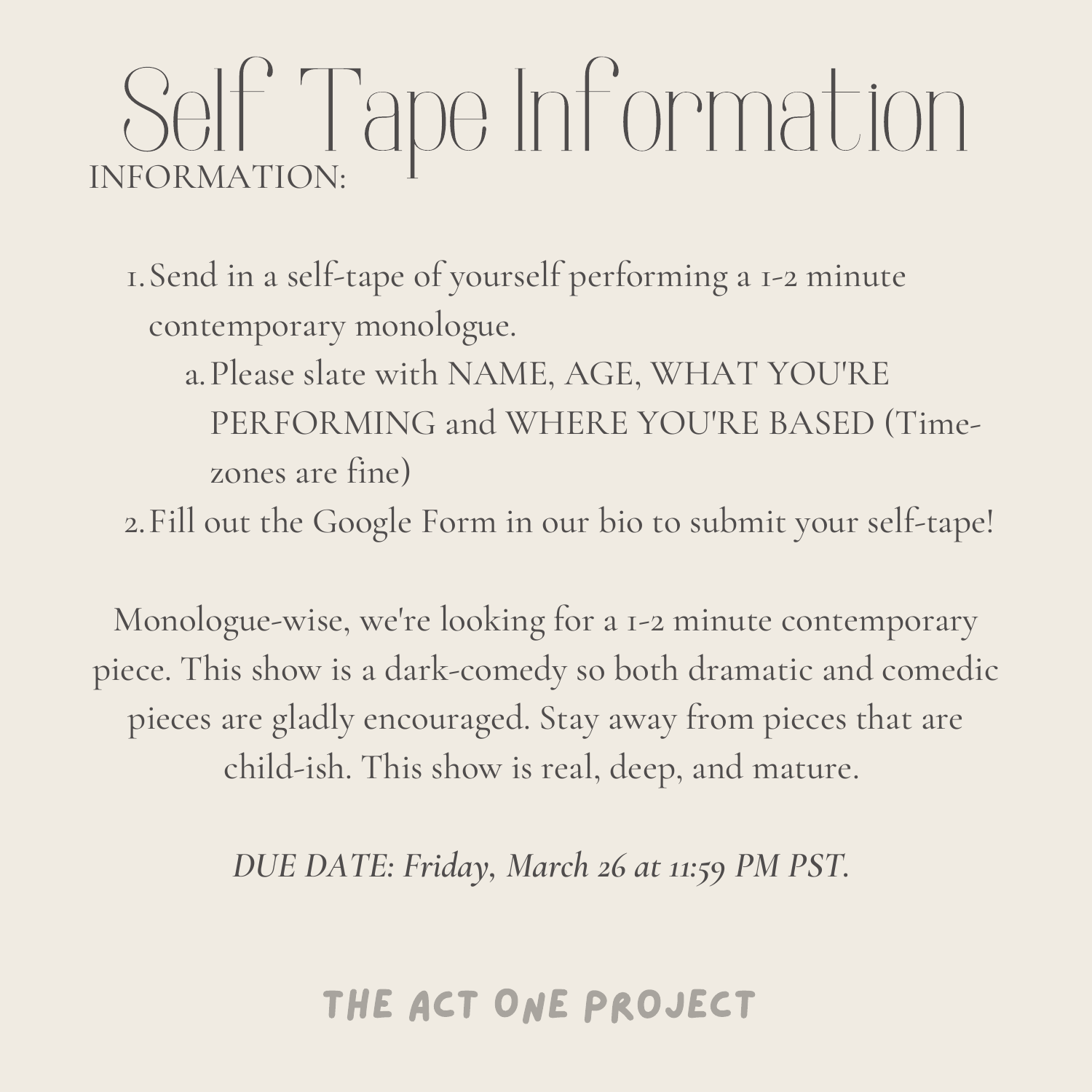# Self Tape Information

INFORMATION:

1. Send in a self-tape of yourself performing a 1-2 minute contemporary monologue.
   a. Please slate with NAME, AGE, WHAT YOU'RE PERFORMING and WHERE YOU'RE BASED (Time-zones are fine)
2. Fill out the Google Form in our bio to submit your self-tape!

Monologue-wise, we're looking for a 1-2 minute contemporary piece. This show is a dark-comedy so both dramatic and comedic pieces are gladly encouraged. Stay away from pieces that are child-ish. This show is real, deep, and mature.

*DUE DATE: Friday, March 26 at 11:59 PM PST.*

THE ACT ONE PROJECT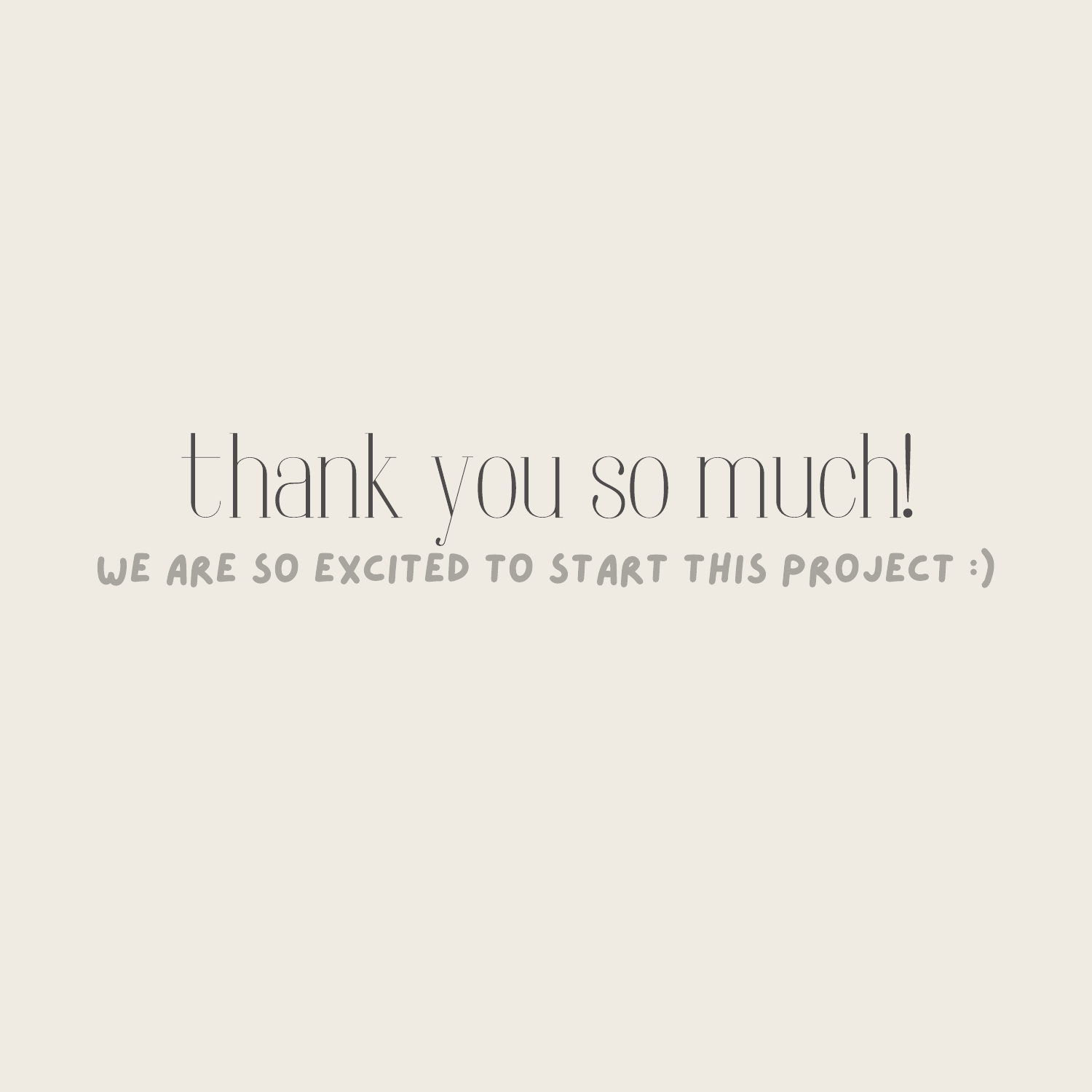# thank you so much!

WE ARE SO EXCITED TO START THIS PROJECT :)